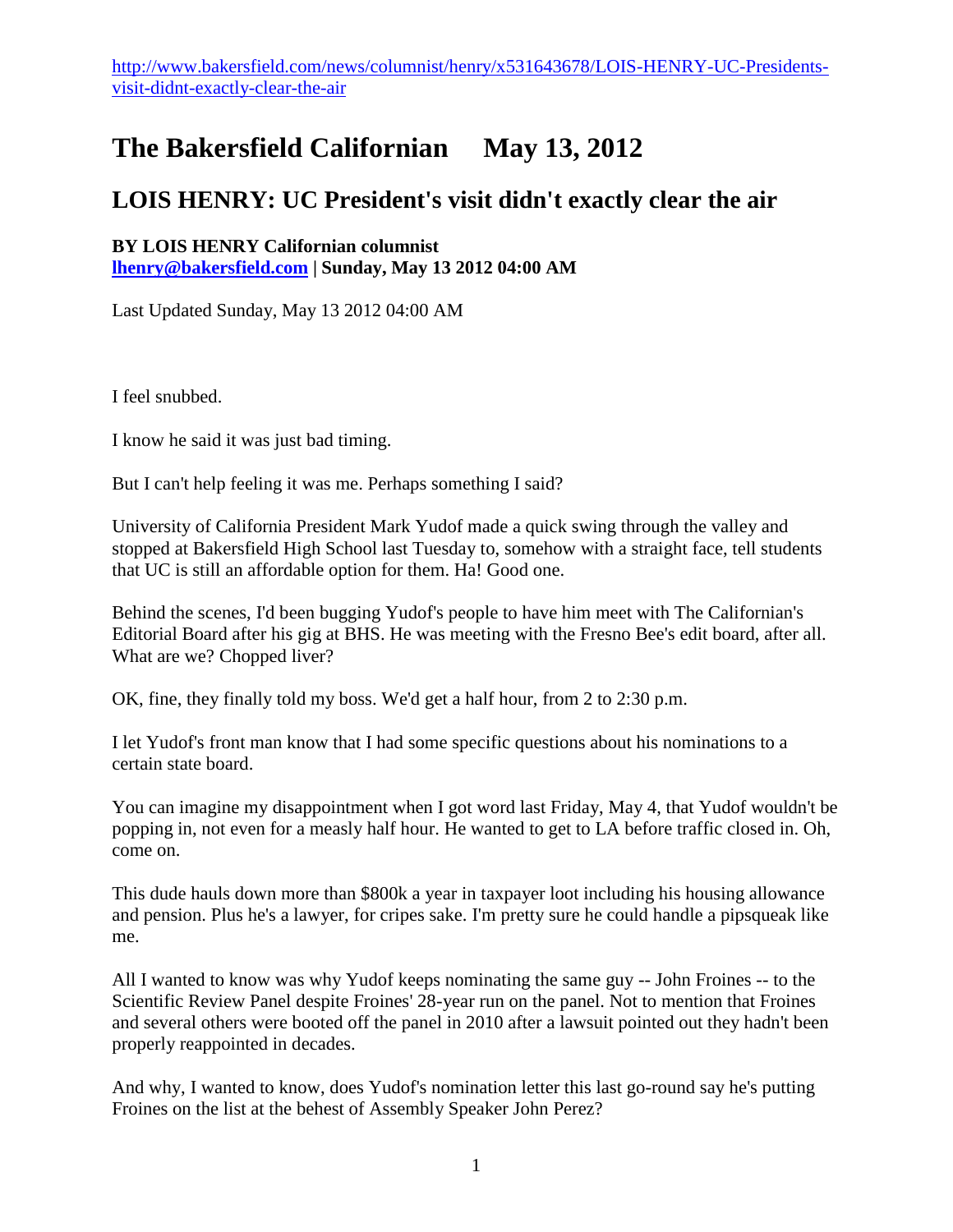http://www.bakersfield.com/news/columnist/henry/x531643678/LOIS-HENRY-UC-Presidents-visit-didnt-exactly-clear-the-air

# The Bakersfield Californian May 13, 2012

## LOIS HENRY: UC President's visit didn't exactly clear the air

**BY LOIS HENRY Californian columnist**
**lhenry@bakersfield.com | Sunday, May 13 2012 04:00 AM**

Last Updated Sunday, May 13 2012 04:00 AM

I feel snubbed.

I know he said it was just bad timing.

But I can't help feeling it was me. Perhaps something I said?

University of California President Mark Yudof made a quick swing through the valley and stopped at Bakersfield High School last Tuesday to, somehow with a straight face, tell students that UC is still an affordable option for them. Ha! Good one.

Behind the scenes, I'd been bugging Yudof's people to have him meet with The Californian's Editorial Board after his gig at BHS. He was meeting with the Fresno Bee's edit board, after all. What are we? Chopped liver?

OK, fine, they finally told my boss. We'd get a half hour, from 2 to 2:30 p.m.

I let Yudof's front man know that I had some specific questions about his nominations to a certain state board.

You can imagine my disappointment when I got word last Friday, May 4, that Yudof wouldn't be popping in, not even for a measly half hour. He wanted to get to LA before traffic closed in. Oh, come on.

This dude hauls down more than $800k a year in taxpayer loot including his housing allowance and pension. Plus he's a lawyer, for cripes sake. I'm pretty sure he could handle a pipsqueak like me.

All I wanted to know was why Yudof keeps nominating the same guy -- John Froines -- to the Scientific Review Panel despite Froines' 28-year run on the panel. Not to mention that Froines and several others were booted off the panel in 2010 after a lawsuit pointed out they hadn't been properly reappointed in decades.

And why, I wanted to know, does Yudof's nomination letter this last go-round say he's putting Froines on the list at the behest of Assembly Speaker John Perez?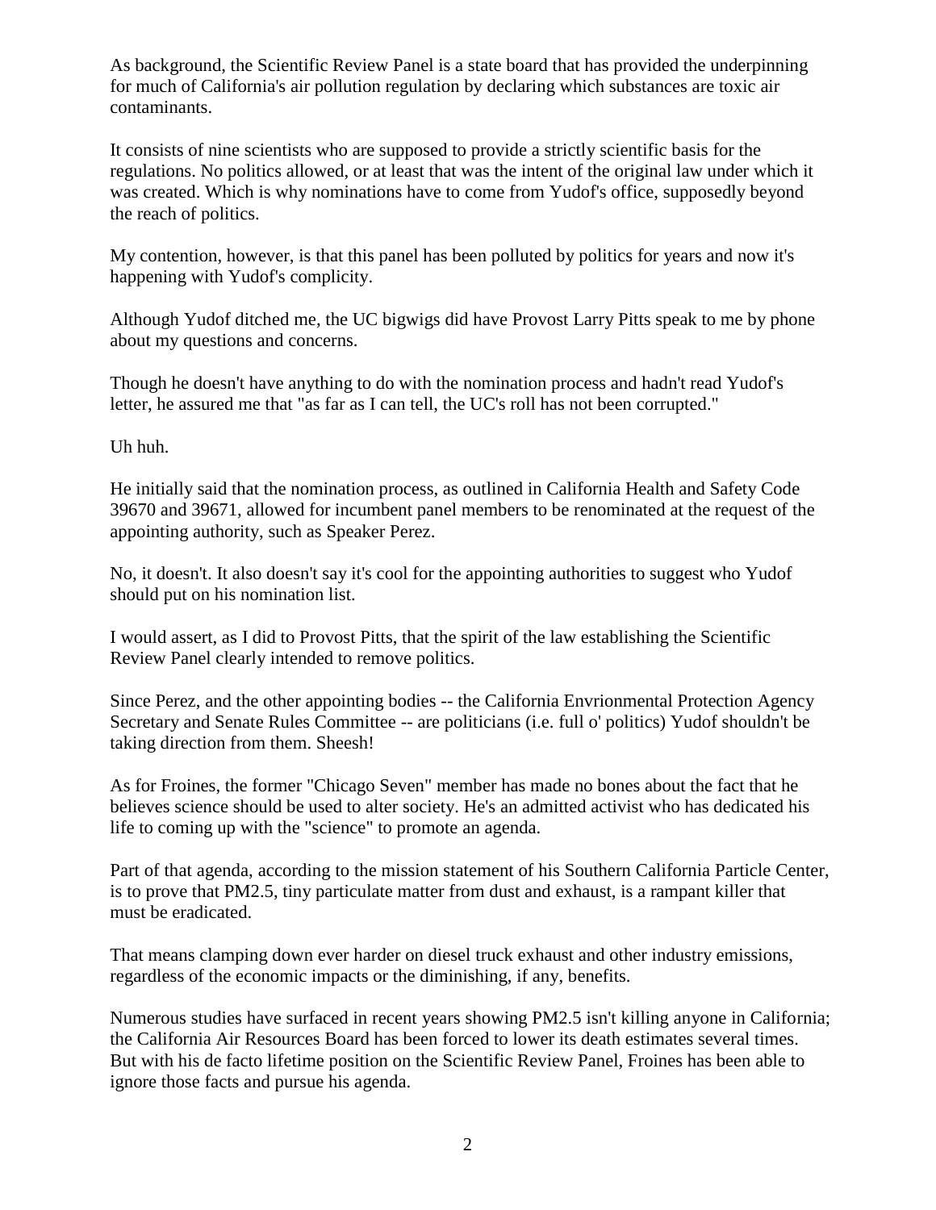As background, the Scientific Review Panel is a state board that has provided the underpinning for much of California's air pollution regulation by declaring which substances are toxic air contaminants.

It consists of nine scientists who are supposed to provide a strictly scientific basis for the regulations. No politics allowed, or at least that was the intent of the original law under which it was created. Which is why nominations have to come from Yudof's office, supposedly beyond the reach of politics.

My contention, however, is that this panel has been polluted by politics for years and now it's happening with Yudof's complicity.

Although Yudof ditched me, the UC bigwigs did have Provost Larry Pitts speak to me by phone about my questions and concerns.

Though he doesn't have anything to do with the nomination process and hadn't read Yudof's letter, he assured me that "as far as I can tell, the UC's roll has not been corrupted."

Uh huh.

He initially said that the nomination process, as outlined in California Health and Safety Code 39670 and 39671, allowed for incumbent panel members to be renominated at the request of the appointing authority, such as Speaker Perez.

No, it doesn't. It also doesn't say it's cool for the appointing authorities to suggest who Yudof should put on his nomination list.

I would assert, as I did to Provost Pitts, that the spirit of the law establishing the Scientific Review Panel clearly intended to remove politics.

Since Perez, and the other appointing bodies -- the California Envrionmental Protection Agency Secretary and Senate Rules Committee -- are politicians (i.e. full o' politics) Yudof shouldn't be taking direction from them. Sheesh!

As for Froines, the former "Chicago Seven" member has made no bones about the fact that he believes science should be used to alter society. He's an admitted activist who has dedicated his life to coming up with the "science" to promote an agenda.

Part of that agenda, according to the mission statement of his Southern California Particle Center, is to prove that PM2.5, tiny particulate matter from dust and exhaust, is a rampant killer that must be eradicated.

That means clamping down ever harder on diesel truck exhaust and other industry emissions, regardless of the economic impacts or the diminishing, if any, benefits.

Numerous studies have surfaced in recent years showing PM2.5 isn't killing anyone in California; the California Air Resources Board has been forced to lower its death estimates several times. But with his de facto lifetime position on the Scientific Review Panel, Froines has been able to ignore those facts and pursue his agenda.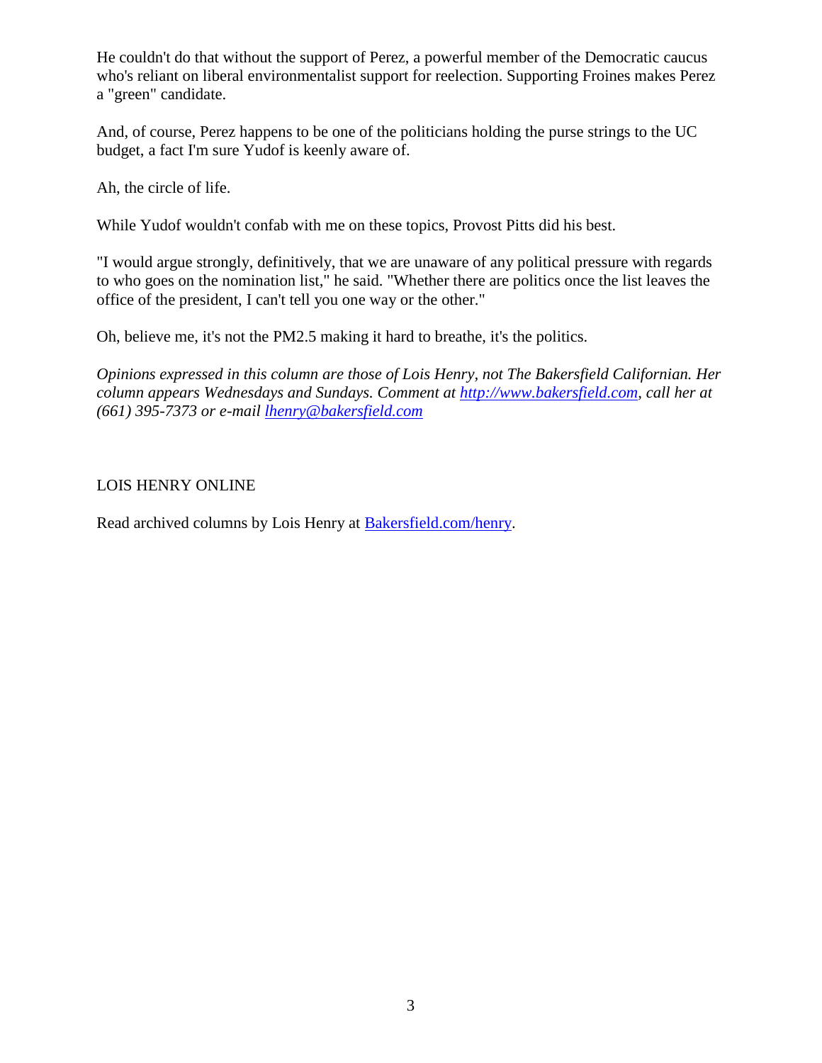He couldn't do that without the support of Perez, a powerful member of the Democratic caucus who's reliant on liberal environmentalist support for reelection. Supporting Froines makes Perez a "green" candidate.

And, of course, Perez happens to be one of the politicians holding the purse strings to the UC budget, a fact I'm sure Yudof is keenly aware of.

Ah, the circle of life.

While Yudof wouldn't confab with me on these topics, Provost Pitts did his best.

"I would argue strongly, definitively, that we are unaware of any political pressure with regards to who goes on the nomination list," he said. "Whether there are politics once the list leaves the office of the president, I can't tell you one way or the other."

Oh, believe me, it's not the PM2.5 making it hard to breathe, it's the politics.

*Opinions expressed in this column are those of Lois Henry, not The Bakersfield Californian. Her column appears Wednesdays and Sundays. Comment at [http://www.bakersfield.com](http://www.bakersfield.com), call her at (661) 395-7373 or e-mail [lhenry@bakersfield.com](mailto:lhenry@bakersfield.com)*

LOIS HENRY ONLINE

Read archived columns by Lois Henry at [Bakersfield.com/henry](http://Bakersfield.com/henry).